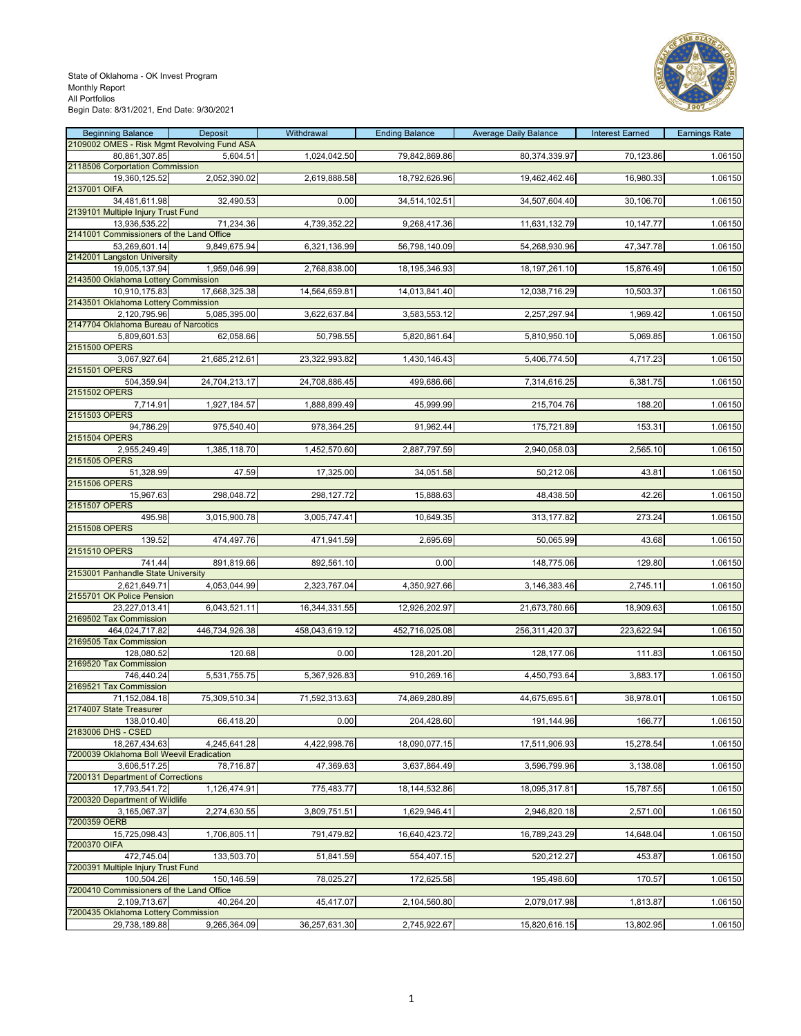State of Oklahoma - OK Invest Program
Monthly Report
All Portfolios
Begin Date: 8/31/2021, End Date: 9/30/2021

| Beginning Balance | Deposit | Withdrawal | Ending Balance | Average Daily Balance | Interest Earned | Earnings Rate |
|---|---|---|---|---|---|---|
| 2109002 OMES - Risk Mgmt Revolving Fund ASA | | | | | | |
| 80,861,307.85 | 5,604.51 | 1,024,042.50 | 79,842,869.86 | 80,374,339.97 | 70,123.86 | 1.06150 |
| 2118506 Corportation Commission | | | | | | |
| 19,360,125.52 | 2,052,390.02 | 2,619,888.58 | 18,792,626.96 | 19,462,462.46 | 16,980.33 | 1.06150 |
| 2137001 OIFA | | | | | | |
| 34,481,611.98 | 32,490.53 | 0.00 | 34,514,102.51 | 34,507,604.40 | 30,106.70 | 1.06150 |
| 2139101 Multiple Injury Trust Fund | | | | | | |
| 13,936,535.22 | 71,234.36 | 4,739,352.22 | 9,268,417.36 | 11,631,132.79 | 10,147.77 | 1.06150 |
| 2141001 Commissioners of the Land Office | | | | | | |
| 53,269,601.14 | 9,849,675.94 | 6,321,136.99 | 56,798,140.09 | 54,268,930.96 | 47,347.78 | 1.06150 |
| 2142001 Langston University | | | | | | |
| 19,005,137.94 | 1,959,046.99 | 2,768,838.00 | 18,195,346.93 | 18,197,261.10 | 15,876.49 | 1.06150 |
| 2143500 Oklahoma Lottery Commission | | | | | | |
| 10,910,175.83 | 17,668,325.38 | 14,564,659.81 | 14,013,841.40 | 12,038,716.29 | 10,503.37 | 1.06150 |
| 2143501 Oklahoma Lottery Commission | | | | | | |
| 2,120,795.96 | 5,085,395.00 | 3,622,637.84 | 3,583,553.12 | 2,257,297.94 | 1,969.42 | 1.06150 |
| 2147704 Oklahoma Bureau of Narcotics | | | | | | |
| 5,809,601.53 | 62,058.66 | 50,798.55 | 5,820,861.64 | 5,810,950.10 | 5,069.85 | 1.06150 |
| 2151500 OPERS | | | | | | |
| 3,067,927.64 | 21,685,212.61 | 23,322,993.82 | 1,430,146.43 | 5,406,774.50 | 4,717.23 | 1.06150 |
| 2151501 OPERS | | | | | | |
| 504,359.94 | 24,704,213.17 | 24,708,886.45 | 499,686.66 | 7,314,616.25 | 6,381.75 | 1.06150 |
| 2151502 OPERS | | | | | | |
| 7,714.91 | 1,927,184.57 | 1,888,899.49 | 45,999.99 | 215,704.76 | 188.20 | 1.06150 |
| 2151503 OPERS | | | | | | |
| 94,786.29 | 975,540.40 | 978,364.25 | 91,962.44 | 175,721.89 | 153.31 | 1.06150 |
| 2151504 OPERS | | | | | | |
| 2,955,249.49 | 1,385,118.70 | 1,452,570.60 | 2,887,797.59 | 2,940,058.03 | 2,565.10 | 1.06150 |
| 2151505 OPERS | | | | | | |
| 51,328.99 | 47.59 | 17,325.00 | 34,051.58 | 50,212.06 | 43.81 | 1.06150 |
| 2151506 OPERS | | | | | | |
| 15,967.63 | 298,048.72 | 298,127.72 | 15,888.63 | 48,438.50 | 42.26 | 1.06150 |
| 2151507 OPERS | | | | | | |
| 495.98 | 3,015,900.78 | 3,005,747.41 | 10,649.35 | 313,177.82 | 273.24 | 1.06150 |
| 2151508 OPERS | | | | | | |
| 139.52 | 474,497.76 | 471,941.59 | 2,695.69 | 50,065.99 | 43.68 | 1.06150 |
| 2151510 OPERS | | | | | | |
| 741.44 | 891,819.66 | 892,561.10 | 0.00 | 148,775.06 | 129.80 | 1.06150 |
| 2153001 Panhandle State University | | | | | | |
| 2,621,649.71 | 4,053,044.99 | 2,323,767.04 | 4,350,927.66 | 3,146,383.46 | 2,745.11 | 1.06150 |
| 2155701 OK Police Pension | | | | | | |
| 23,227,013.41 | 6,043,521.11 | 16,344,331.55 | 12,926,202.97 | 21,673,780.66 | 18,909.63 | 1.06150 |
| 2169502 Tax Commission | | | | | | |
| 464,024,717.82 | 446,734,926.38 | 458,043,619.12 | 452,716,025.08 | 256,311,420.37 | 223,622.94 | 1.06150 |
| 2169505 Tax Commission | | | | | | |
| 128,080.52 | 120.68 | 0.00 | 128,201.20 | 128,177.06 | 111.83 | 1.06150 |
| 2169520 Tax Commission | | | | | | |
| 746,440.24 | 5,531,755.75 | 5,367,926.83 | 910,269.16 | 4,450,793.64 | 3,883.17 | 1.06150 |
| 2169521 Tax Commission | | | | | | |
| 71,152,084.18 | 75,309,510.34 | 71,592,313.63 | 74,869,280.89 | 44,675,695.61 | 38,978.01 | 1.06150 |
| 2174007 State Treasurer | | | | | | |
| 138,010.40 | 66,418.20 | 0.00 | 204,428.60 | 191,144.96 | 166.77 | 1.06150 |
| 2183006 DHS - CSED | | | | | | |
| 18,267,434.63 | 4,245,641.28 | 4,422,998.76 | 18,090,077.15 | 17,511,906.93 | 15,278.54 | 1.06150 |
| 7200039 Oklahoma Boll Weevil Eradication | | | | | | |
| 3,606,517.25 | 78,716.87 | 47,369.63 | 3,637,864.49 | 3,596,799.96 | 3,138.08 | 1.06150 |
| 7200131 Department of Corrections | | | | | | |
| 17,793,541.72 | 1,126,474.91 | 775,483.77 | 18,144,532.86 | 18,095,317.81 | 15,787.55 | 1.06150 |
| 7200320 Department of Wildlife | | | | | | |
| 3,165,067.37 | 2,274,630.55 | 3,809,751.51 | 1,629,946.41 | 2,946,820.18 | 2,571.00 | 1.06150 |
| 7200359 OERB | | | | | | |
| 15,725,098.43 | 1,706,805.11 | 791,479.82 | 16,640,423.72 | 16,789,243.29 | 14,648.04 | 1.06150 |
| 7200370 OIFA | | | | | | |
| 472,745.04 | 133,503.70 | 51,841.59 | 554,407.15 | 520,212.27 | 453.87 | 1.06150 |
| 7200391 Multiple Injury Trust Fund | | | | | | |
| 100,504.26 | 150,146.59 | 78,025.27 | 172,625.58 | 195,498.60 | 170.57 | 1.06150 |
| 7200410 Commissioners of the Land Office | | | | | | |
| 2,109,713.67 | 40,264.20 | 45,417.07 | 2,104,560.80 | 2,079,017.98 | 1,813.87 | 1.06150 |
| 7200435 Oklahoma Lottery Commission | | | | | | |
| 29,738,189.88 | 9,265,364.09 | 36,257,631.30 | 2,745,922.67 | 15,820,616.15 | 13,802.95 | 1.06150 |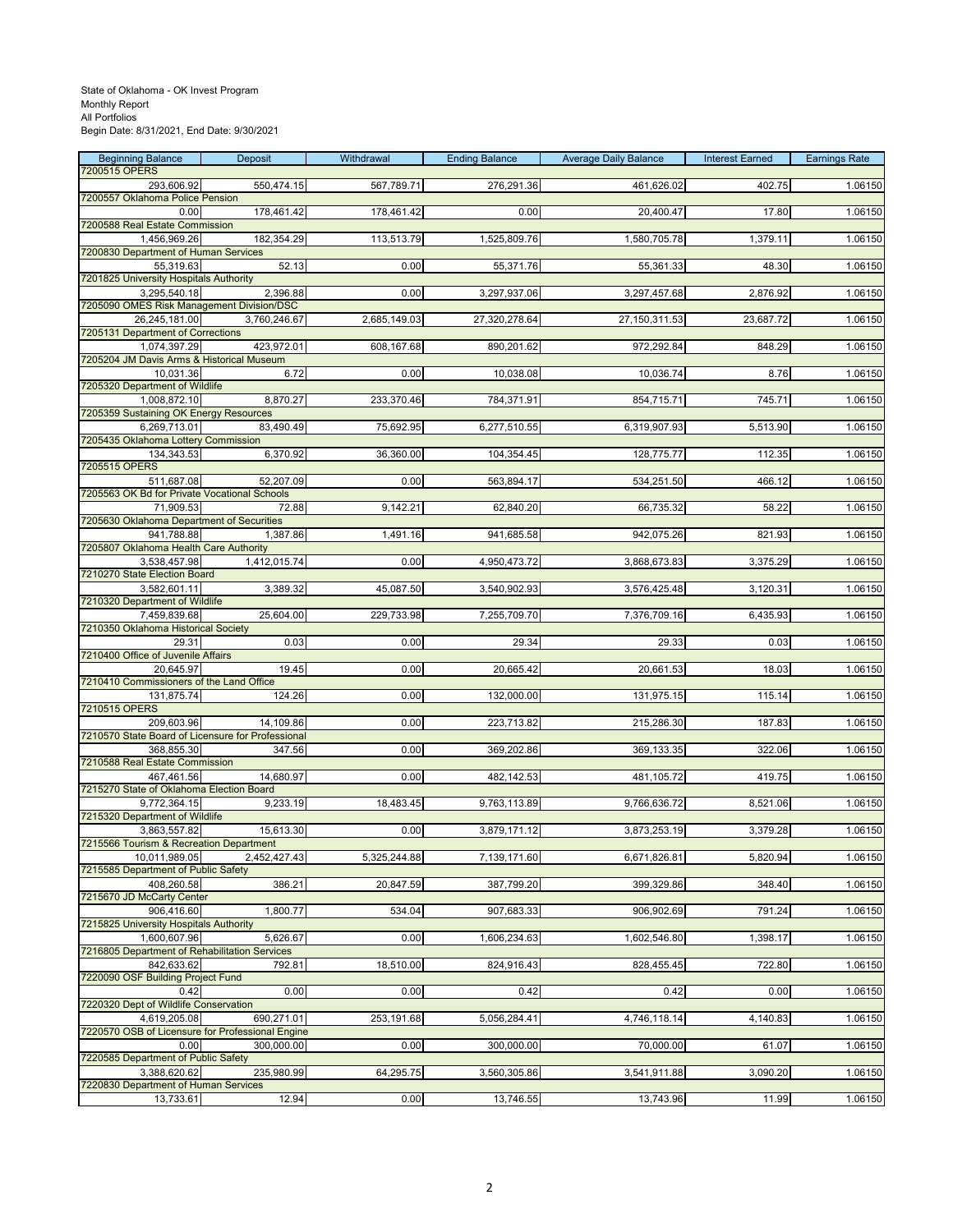State of Oklahoma - OK Invest Program
Monthly Report
All Portfolios
Begin Date: 8/31/2021, End Date: 9/30/2021

| Beginning Balance | Deposit | Withdrawal | Ending Balance | Average Daily Balance | Interest Earned | Earnings Rate |
|---|---|---|---|---|---|---|
| 7200515 OPERS | | | | | | |
| 293,606.92 | 550,474.15 | 567,789.71 | 276,291.36 | 461,626.02 | 402.75 | 1.06150 |
| 7200557 Oklahoma Police Pension | | | | | | |
| 0.00 | 178,461.42 | 178,461.42 | 0.00 | 20,400.47 | 17.80 | 1.06150 |
| 7200588 Real Estate Commission | | | | | | |
| 1,456,969.26 | 182,354.29 | 113,513.79 | 1,525,809.76 | 1,580,705.78 | 1,379.11 | 1.06150 |
| 7200830 Department of Human Services | | | | | | |
| 55,319.63 | 52.13 | 0.00 | 55,371.76 | 55,361.33 | 48.30 | 1.06150 |
| 7201825 University Hospitals Authority | | | | | | |
| 3,295,540.18 | 2,396.88 | 0.00 | 3,297,937.06 | 3,297,457.68 | 2,876.92 | 1.06150 |
| 7205090 OMES Risk Management Division/DSC | | | | | | |
| 26,245,181.00 | 3,760,246.67 | 2,685,149.03 | 27,320,278.64 | 27,150,311.53 | 23,687.72 | 1.06150 |
| 7205131 Department of Corrections | | | | | | |
| 1,074,397.29 | 423,972.01 | 608,167.68 | 890,201.62 | 972,292.84 | 848.29 | 1.06150 |
| 7205204 JM Davis Arms & Historical Museum | | | | | | |
| 10,031.36 | 6.72 | 0.00 | 10,038.08 | 10,036.74 | 8.76 | 1.06150 |
| 7205320 Department of Wildlife | | | | | | |
| 1,008,872.10 | 8,870.27 | 233,370.46 | 784,371.91 | 854,715.71 | 745.71 | 1.06150 |
| 7205359 Sustaining OK Energy Resources | | | | | | |
| 6,269,713.01 | 83,490.49 | 75,692.95 | 6,277,510.55 | 6,319,907.93 | 5,513.90 | 1.06150 |
| 7205435 Oklahoma Lottery Commission | | | | | | |
| 134,343.53 | 6,370.92 | 36,360.00 | 104,354.45 | 128,775.77 | 112.35 | 1.06150 |
| 7205515 OPERS | | | | | | |
| 511,687.08 | 52,207.09 | 0.00 | 563,894.17 | 534,251.50 | 466.12 | 1.06150 |
| 7205563 OK Bd for Private Vocational Schools | | | | | | |
| 71,909.53 | 72.88 | 9,142.21 | 62,840.20 | 66,735.32 | 58.22 | 1.06150 |
| 7205630 Oklahoma Department of Securities | | | | | | |
| 941,788.88 | 1,387.86 | 1,491.16 | 941,685.58 | 942,075.26 | 821.93 | 1.06150 |
| 7205807 Oklahoma Health Care Authority | | | | | | |
| 3,538,457.98 | 1,412,015.74 | 0.00 | 4,950,473.72 | 3,868,673.83 | 3,375.29 | 1.06150 |
| 7210270 State Election Board | | | | | | |
| 3,582,601.11 | 3,389.32 | 45,087.50 | 3,540,902.93 | 3,576,425.48 | 3,120.31 | 1.06150 |
| 7210320 Department of Wildlife | | | | | | |
| 7,459,839.68 | 25,604.00 | 229,733.98 | 7,255,709.70 | 7,376,709.16 | 6,435.93 | 1.06150 |
| 7210350 Oklahoma Historical Society | | | | | | |
| 29.31 | 0.03 | 0.00 | 29.34 | 29.33 | 0.03 | 1.06150 |
| 7210400 Office of Juvenile Affairs | | | | | | |
| 20,645.97 | 19.45 | 0.00 | 20,665.42 | 20,661.53 | 18.03 | 1.06150 |
| 7210410 Commissioners of the Land Office | | | | | | |
| 131,875.74 | 124.26 | 0.00 | 132,000.00 | 131,975.15 | 115.14 | 1.06150 |
| 7210515 OPERS | | | | | | |
| 209,603.96 | 14,109.86 | 0.00 | 223,713.82 | 215,286.30 | 187.83 | 1.06150 |
| 7210570 State Board of Licensure for Professional | | | | | | |
| 368,855.30 | 347.56 | 0.00 | 369,202.86 | 369,133.35 | 322.06 | 1.06150 |
| 7210588 Real Estate Commission | | | | | | |
| 467,461.56 | 14,680.97 | 0.00 | 482,142.53 | 481,105.72 | 419.75 | 1.06150 |
| 7215270 State of Oklahoma Election Board | | | | | | |
| 9,772,364.15 | 9,233.19 | 18,483.45 | 9,763,113.89 | 9,766,636.72 | 8,521.06 | 1.06150 |
| 7215320 Department of Wildlife | | | | | | |
| 3,863,557.82 | 15,613.30 | 0.00 | 3,879,171.12 | 3,873,253.19 | 3,379.28 | 1.06150 |
| 7215566 Tourism & Recreation Department | | | | | | |
| 10,011,989.05 | 2,452,427.43 | 5,325,244.88 | 7,139,171.60 | 6,671,826.81 | 5,820.94 | 1.06150 |
| 7215585 Department of Public Safety | | | | | | |
| 408,260.58 | 386.21 | 20,847.59 | 387,799.20 | 399,329.86 | 348.40 | 1.06150 |
| 7215670 JD McCarty Center | | | | | | |
| 906,416.60 | 1,800.77 | 534.04 | 907,683.33 | 906,902.69 | 791.24 | 1.06150 |
| 7215825 University Hospitals Authority | | | | | | |
| 1,600,607.96 | 5,626.67 | 0.00 | 1,606,234.63 | 1,602,546.80 | 1,398.17 | 1.06150 |
| 7216805 Department of Rehabilitation Services | | | | | | |
| 842,633.62 | 792.81 | 18,510.00 | 824,916.43 | 828,455.45 | 722.80 | 1.06150 |
| 7220090 OSF Building Project Fund | | | | | | |
| 0.42 | 0.00 | 0.00 | 0.42 | 0.42 | 0.00 | 1.06150 |
| 7220320 Dept of Wildlife Conservation | | | | | | |
| 4,619,205.08 | 690,271.01 | 253,191.68 | 5,056,284.41 | 4,746,118.14 | 4,140.83 | 1.06150 |
| 7220570 OSB of Licensure for Professional Engine | | | | | | |
| 0.00 | 300,000.00 | 0.00 | 300,000.00 | 70,000.00 | 61.07 | 1.06150 |
| 7220585 Department of Public Safety | | | | | | |
| 3,388,620.62 | 235,980.99 | 64,295.75 | 3,560,305.86 | 3,541,911.88 | 3,090.20 | 1.06150 |
| 7220830 Department of Human Services | | | | | | |
| 13,733.61 | 12.94 | 0.00 | 13,746.55 | 13,743.96 | 11.99 | 1.06150 |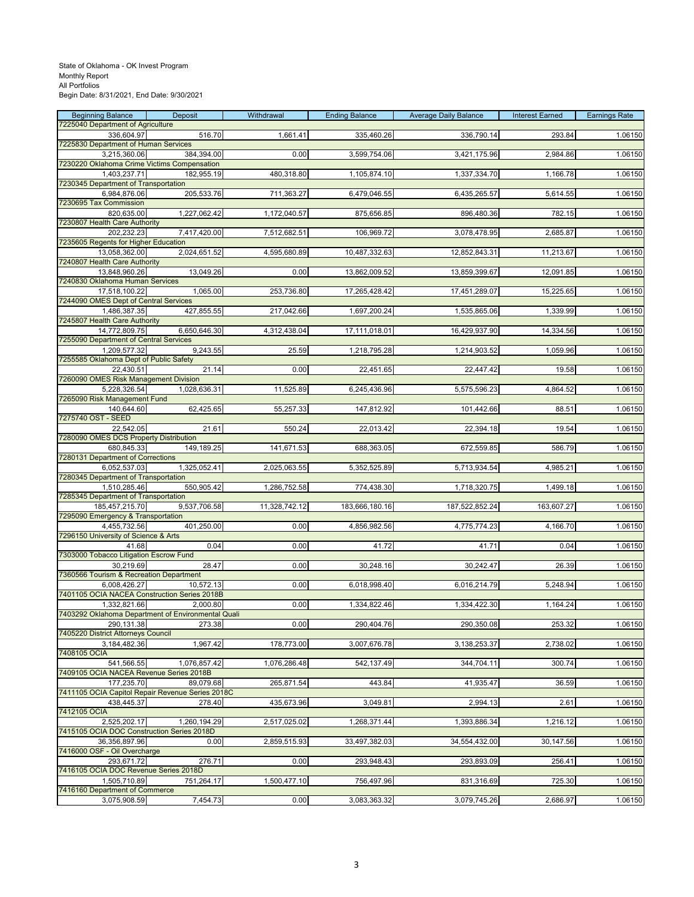State of Oklahoma - OK Invest Program
Monthly Report
All Portfolios
Begin Date: 8/31/2021, End Date: 9/30/2021

| Beginning Balance | Deposit | Withdrawal | Ending Balance | Average Daily Balance | Interest Earned | Earnings Rate |
|---|---|---|---|---|---|---|
| 7225040 Department of Agriculture | | | | | | |
| 336,604.97 | 516.70 | 1,661.41 | 335,460.26 | 336,790.14 | 293.84 | 1.06150 |
| 7225830 Department of Human Services | | | | | | |
| 3,215,360.06 | 384,394.00 | 0.00 | 3,599,754.06 | 3,421,175.96 | 2,984.86 | 1.06150 |
| 7230220 Oklahoma Crime Victims Compensation | | | | | | |
| 1,403,237.71 | 182,955.19 | 480,318.80 | 1,105,874.10 | 1,337,334.70 | 1,166.78 | 1.06150 |
| 7230345 Department of Transportation | | | | | | |
| 6,984,876.06 | 205,533.76 | 711,363.27 | 6,479,046.55 | 6,435,265.57 | 5,614.55 | 1.06150 |
| 7230695 Tax Commission | | | | | | |
| 820,635.00 | 1,227,062.42 | 1,172,040.57 | 875,656.85 | 896,480.36 | 782.15 | 1.06150 |
| 7230807 Health Care Authority | | | | | | |
| 202,232.23 | 7,417,420.00 | 7,512,682.51 | 106,969.72 | 3,078,478.95 | 2,685.87 | 1.06150 |
| 7235605 Regents for Higher Education | | | | | | |
| 13,058,362.00 | 2,024,651.52 | 4,595,680.89 | 10,487,332.63 | 12,852,843.31 | 11,213.67 | 1.06150 |
| 7240807 Health Care Authority | | | | | | |
| 13,848,960.26 | 13,049.26 | 0.00 | 13,862,009.52 | 13,859,399.67 | 12,091.85 | 1.06150 |
| 7240830 Oklahoma Human Services | | | | | | |
| 17,518,100.22 | 1,065.00 | 253,736.80 | 17,265,428.42 | 17,451,289.07 | 15,225.65 | 1.06150 |
| 7244090 OMES Dept of Central Services | | | | | | |
| 1,486,387.35 | 427,855.55 | 217,042.66 | 1,697,200.24 | 1,535,865.06 | 1,339.99 | 1.06150 |
| 7245807 Health Care Authority | | | | | | |
| 14,772,809.75 | 6,650,646.30 | 4,312,438.04 | 17,111,018.01 | 16,429,937.90 | 14,334.56 | 1.06150 |
| 7255090 Department of Central Services | | | | | | |
| 1,209,577.32 | 9,243.55 | 25.59 | 1,218,795.28 | 1,214,903.52 | 1,059.96 | 1.06150 |
| 7255585 Oklahoma Dept of Public Safety | | | | | | |
| 22,430.51 | 21.14 | 0.00 | 22,451.65 | 22,447.42 | 19.58 | 1.06150 |
| 7260090 OMES Risk Management Division | | | | | | |
| 5,228,326.54 | 1,028,636.31 | 11,525.89 | 6,245,436.96 | 5,575,596.23 | 4,864.52 | 1.06150 |
| 7265090 Risk Management Fund | | | | | | |
| 140,644.60 | 62,425.65 | 55,257.33 | 147,812.92 | 101,442.66 | 88.51 | 1.06150 |
| 7275740 OST - SEED | | | | | | |
| 22,542.05 | 21.61 | 550.24 | 22,013.42 | 22,394.18 | 19.54 | 1.06150 |
| 7280090 OMES DCS Property Distribution | | | | | | |
| 680,845.33 | 149,189.25 | 141,671.53 | 688,363.05 | 672,559.85 | 586.79 | 1.06150 |
| 7280131 Department of Corrections | | | | | | |
| 6,052,537.03 | 1,325,052.41 | 2,025,063.55 | 5,352,525.89 | 5,713,934.54 | 4,985.21 | 1.06150 |
| 7280345 Department of Transportation | | | | | | |
| 1,510,285.46 | 550,905.42 | 1,286,752.58 | 774,438.30 | 1,718,320.75 | 1,499.18 | 1.06150 |
| 7285345 Department of Transportation | | | | | | |
| 185,457,215.70 | 9,537,706.58 | 11,328,742.12 | 183,666,180.16 | 187,522,852.24 | 163,607.27 | 1.06150 |
| 7295090 Emergency & Transportation | | | | | | |
| 4,455,732.56 | 401,250.00 | 0.00 | 4,856,982.56 | 4,775,774.23 | 4,166.70 | 1.06150 |
| 7296150 University of Science & Arts | | | | | | |
| 41.68 | 0.04 | 0.00 | 41.72 | 41.71 | 0.04 | 1.06150 |
| 7303000 Tobacco Litigation Escrow Fund | | | | | | |
| 30,219.69 | 28.47 | 0.00 | 30,248.16 | 30,242.47 | 26.39 | 1.06150 |
| 7360566 Tourism & Recreation Department | | | | | | |
| 6,008,426.27 | 10,572.13 | 0.00 | 6,018,998.40 | 6,016,214.79 | 5,248.94 | 1.06150 |
| 7401105 OCIA NACEA Construction Series 2018B | | | | | | |
| 1,332,821.66 | 2,000.80 | 0.00 | 1,334,822.46 | 1,334,422.30 | 1,164.24 | 1.06150 |
| 7403292 Oklahoma Department of Environmental Quali | | | | | | |
| 290,131.38 | 273.38 | 0.00 | 290,404.76 | 290,350.08 | 253.32 | 1.06150 |
| 7405220 District Attorneys Council | | | | | | |
| 3,184,482.36 | 1,967.42 | 178,773.00 | 3,007,676.78 | 3,138,253.37 | 2,738.02 | 1.06150 |
| 7408105 OCIA | | | | | | |
| 541,566.55 | 1,076,857.42 | 1,076,286.48 | 542,137.49 | 344,704.11 | 300.74 | 1.06150 |
| 7409105 OCIA NACEA Revenue Series 2018B | | | | | | |
| 177,235.70 | 89,079.68 | 265,871.54 | 443.84 | 41,935.47 | 36.59 | 1.06150 |
| 7411105 OCIA Capitol Repair Revenue Series 2018C | | | | | | |
| 438,445.37 | 278.40 | 435,673.96 | 3,049.81 | 2,994.13 | 2.61 | 1.06150 |
| 7412105 OCIA | | | | | | |
| 2,525,202.17 | 1,260,194.29 | 2,517,025.02 | 1,268,371.44 | 1,393,886.34 | 1,216.12 | 1.06150 |
| 7415105 OCIA DOC Construction Series 2018D | | | | | | |
| 36,356,897.96 | 0.00 | 2,859,515.93 | 33,497,382.03 | 34,554,432.00 | 30,147.56 | 1.06150 |
| 7416000 OSF - Oil Overcharge | | | | | | |
| 293,671.72 | 276.71 | 0.00 | 293,948.43 | 293,893.09 | 256.41 | 1.06150 |
| 7416105 OCIA DOC Revenue Series 2018D | | | | | | |
| 1,505,710.89 | 751,264.17 | 1,500,477.10 | 756,497.96 | 831,316.69 | 725.30 | 1.06150 |
| 7416160 Department of Commerce | | | | | | |
| 3,075,908.59 | 7,454.73 | 0.00 | 3,083,363.32 | 3,079,745.26 | 2,686.97 | 1.06150 |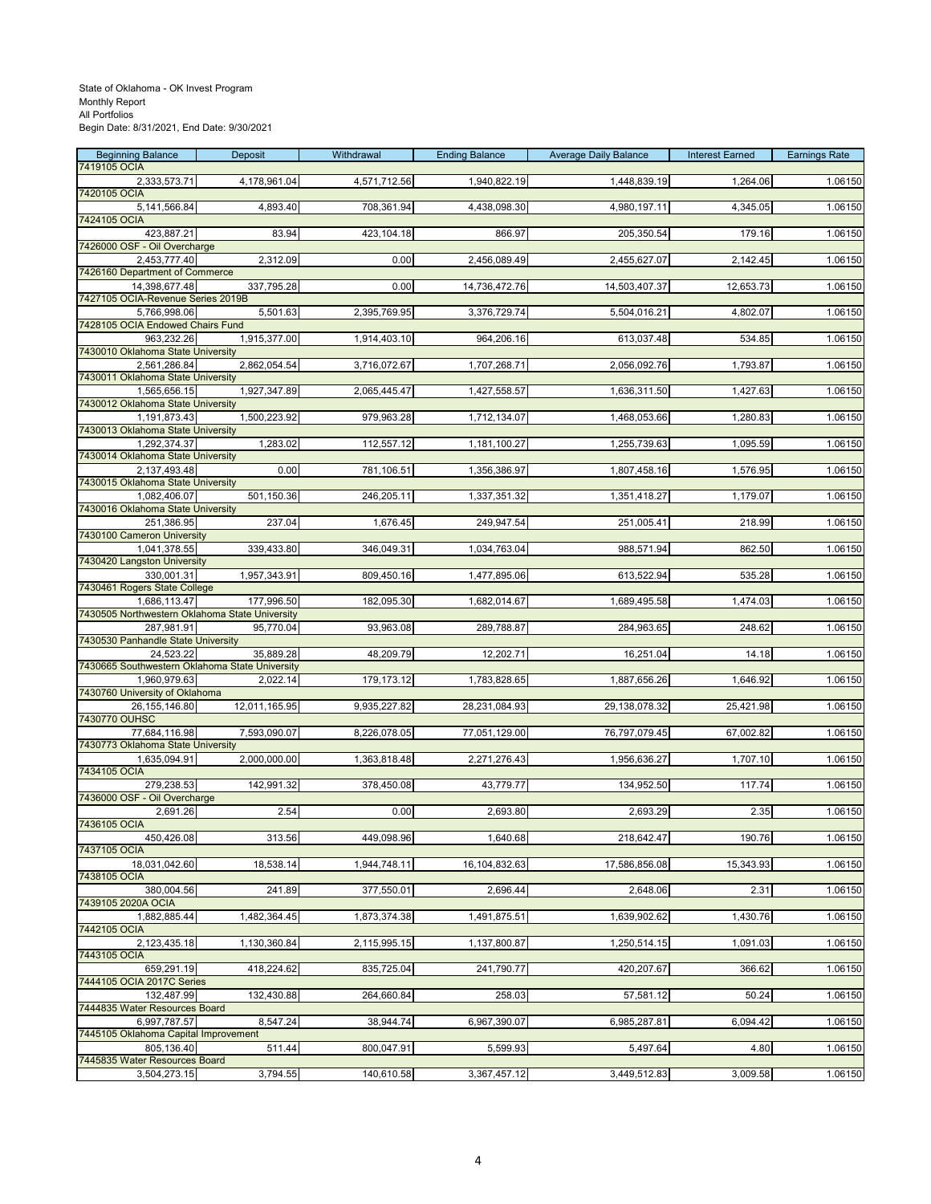State of Oklahoma - OK Invest Program
Monthly Report
All Portfolios
Begin Date: 8/31/2021, End Date: 9/30/2021

| Beginning Balance | Deposit | Withdrawal | Ending Balance | Average Daily Balance | Interest Earned | Earnings Rate |
|---|---|---|---|---|---|---|
| 7419105 OCIA | | | | | | |
| 2,333,573.71 | 4,178,961.04 | 4,571,712.56 | 1,940,822.19 | 1,448,839.19 | 1,264.06 | 1.06150 |
| 7420105 OCIA | | | | | | |
| 5,141,566.84 | 4,893.40 | 708,361.94 | 4,438,098.30 | 4,980,197.11 | 4,345.05 | 1.06150 |
| 7424105 OCIA | | | | | | |
| 423,887.21 | 83.94 | 423,104.18 | 866.97 | 205,350.54 | 179.16 | 1.06150 |
| 7426000 OSF - Oil Overcharge | | | | | | |
| 2,453,777.40 | 2,312.09 | 0.00 | 2,456,089.49 | 2,455,627.07 | 2,142.45 | 1.06150 |
| 7426160 Department of Commerce | | | | | | |
| 14,398,677.48 | 337,795.28 | 0.00 | 14,736,472.76 | 14,503,407.37 | 12,653.73 | 1.06150 |
| 7427105 OCIA-Revenue Series 2019B | | | | | | |
| 5,766,998.06 | 5,501.63 | 2,395,769.95 | 3,376,729.74 | 5,504,016.21 | 4,802.07 | 1.06150 |
| 7428105 OCIA Endowed Chairs Fund | | | | | | |
| 963,232.26 | 1,915,377.00 | 1,914,403.10 | 964,206.16 | 613,037.48 | 534.85 | 1.06150 |
| 7430010 Oklahoma State University | | | | | | |
| 2,561,286.84 | 2,862,054.54 | 3,716,072.67 | 1,707,268.71 | 2,056,092.76 | 1,793.87 | 1.06150 |
| 7430011 Oklahoma State University | | | | | | |
| 1,565,656.15 | 1,927,347.89 | 2,065,445.47 | 1,427,558.57 | 1,636,311.50 | 1,427.63 | 1.06150 |
| 7430012 Oklahoma State University | | | | | | |
| 1,191,873.43 | 1,500,223.92 | 979,963.28 | 1,712,134.07 | 1,468,053.66 | 1,280.83 | 1.06150 |
| 7430013 Oklahoma State University | | | | | | |
| 1,292,374.37 | 1,283.02 | 112,557.12 | 1,181,100.27 | 1,255,739.63 | 1,095.59 | 1.06150 |
| 7430014 Oklahoma State University | | | | | | |
| 2,137,493.48 | 0.00 | 781,106.51 | 1,356,386.97 | 1,807,458.16 | 1,576.95 | 1.06150 |
| 7430015 Oklahoma State University | | | | | | |
| 1,082,406.07 | 501,150.36 | 246,205.11 | 1,337,351.32 | 1,351,418.27 | 1,179.07 | 1.06150 |
| 7430016 Oklahoma State University | | | | | | |
| 251,386.95 | 237.04 | 1,676.45 | 249,947.54 | 251,005.41 | 218.99 | 1.06150 |
| 7430100 Cameron University | | | | | | |
| 1,041,378.55 | 339,433.80 | 346,049.31 | 1,034,763.04 | 988,571.94 | 862.50 | 1.06150 |
| 7430420 Langston University | | | | | | |
| 330,001.31 | 1,957,343.91 | 809,450.16 | 1,477,895.06 | 613,522.94 | 535.28 | 1.06150 |
| 7430461 Rogers State College | | | | | | |
| 1,686,113.47 | 177,996.50 | 182,095.30 | 1,682,014.67 | 1,689,495.58 | 1,474.03 | 1.06150 |
| 7430505 Northwestern Oklahoma State University | | | | | | |
| 287,981.91 | 95,770.04 | 93,963.08 | 289,788.87 | 284,963.65 | 248.62 | 1.06150 |
| 7430530 Panhandle State University | | | | | | |
| 24,523.22 | 35,889.28 | 48,209.79 | 12,202.71 | 16,251.04 | 14.18 | 1.06150 |
| 7430665 Southwestern Oklahoma State University | | | | | | |
| 1,960,979.63 | 2,022.14 | 179,173.12 | 1,783,828.65 | 1,887,656.26 | 1,646.92 | 1.06150 |
| 7430760 University of Oklahoma | | | | | | |
| 26,155,146.80 | 12,011,165.95 | 9,935,227.82 | 28,231,084.93 | 29,138,078.32 | 25,421.98 | 1.06150 |
| 7430770 OUHSC | | | | | | |
| 77,684,116.98 | 7,593,090.07 | 8,226,078.05 | 77,051,129.00 | 76,797,079.45 | 67,002.82 | 1.06150 |
| 7430773 Oklahoma State University | | | | | | |
| 1,635,094.91 | 2,000,000.00 | 1,363,818.48 | 2,271,276.43 | 1,956,636.27 | 1,707.10 | 1.06150 |
| 7434105 OCIA | | | | | | |
| 279,238.53 | 142,991.32 | 378,450.08 | 43,779.77 | 134,952.50 | 117.74 | 1.06150 |
| 7436000 OSF - Oil Overcharge | | | | | | |
| 2,691.26 | 2.54 | 0.00 | 2,693.80 | 2,693.29 | 2.35 | 1.06150 |
| 7436105 OCIA | | | | | | |
| 450,426.08 | 313.56 | 449,098.96 | 1,640.68 | 218,642.47 | 190.76 | 1.06150 |
| 7437105 OCIA | | | | | | |
| 18,031,042.60 | 18,538.14 | 1,944,748.11 | 16,104,832.63 | 17,586,856.08 | 15,343.93 | 1.06150 |
| 7438105 OCIA | | | | | | |
| 380,004.56 | 241.89 | 377,550.01 | 2,696.44 | 2,648.06 | 2.31 | 1.06150 |
| 7439105 2020A OCIA | | | | | | |
| 1,882,885.44 | 1,482,364.45 | 1,873,374.38 | 1,491,875.51 | 1,639,902.62 | 1,430.76 | 1.06150 |
| 7442105 OCIA | | | | | | |
| 2,123,435.18 | 1,130,360.84 | 2,115,995.15 | 1,137,800.87 | 1,250,514.15 | 1,091.03 | 1.06150 |
| 7443105 OCIA | | | | | | |
| 659,291.19 | 418,224.62 | 835,725.04 | 241,790.77 | 420,207.67 | 366.62 | 1.06150 |
| 7444105 OCIA 2017C Series | | | | | | |
| 132,487.99 | 132,430.88 | 264,660.84 | 258.03 | 57,581.12 | 50.24 | 1.06150 |
| 7444835 Water Resources Board | | | | | | |
| 6,997,787.57 | 8,547.24 | 38,944.74 | 6,967,390.07 | 6,985,287.81 | 6,094.42 | 1.06150 |
| 7445105 Oklahoma Capital Improvement | | | | | | |
| 805,136.40 | 511.44 | 800,047.91 | 5,599.93 | 5,497.64 | 4.80 | 1.06150 |
| 7445835 Water Resources Board | | | | | | |
| 3,504,273.15 | 3,794.55 | 140,610.58 | 3,367,457.12 | 3,449,512.83 | 3,009.58 | 1.06150 |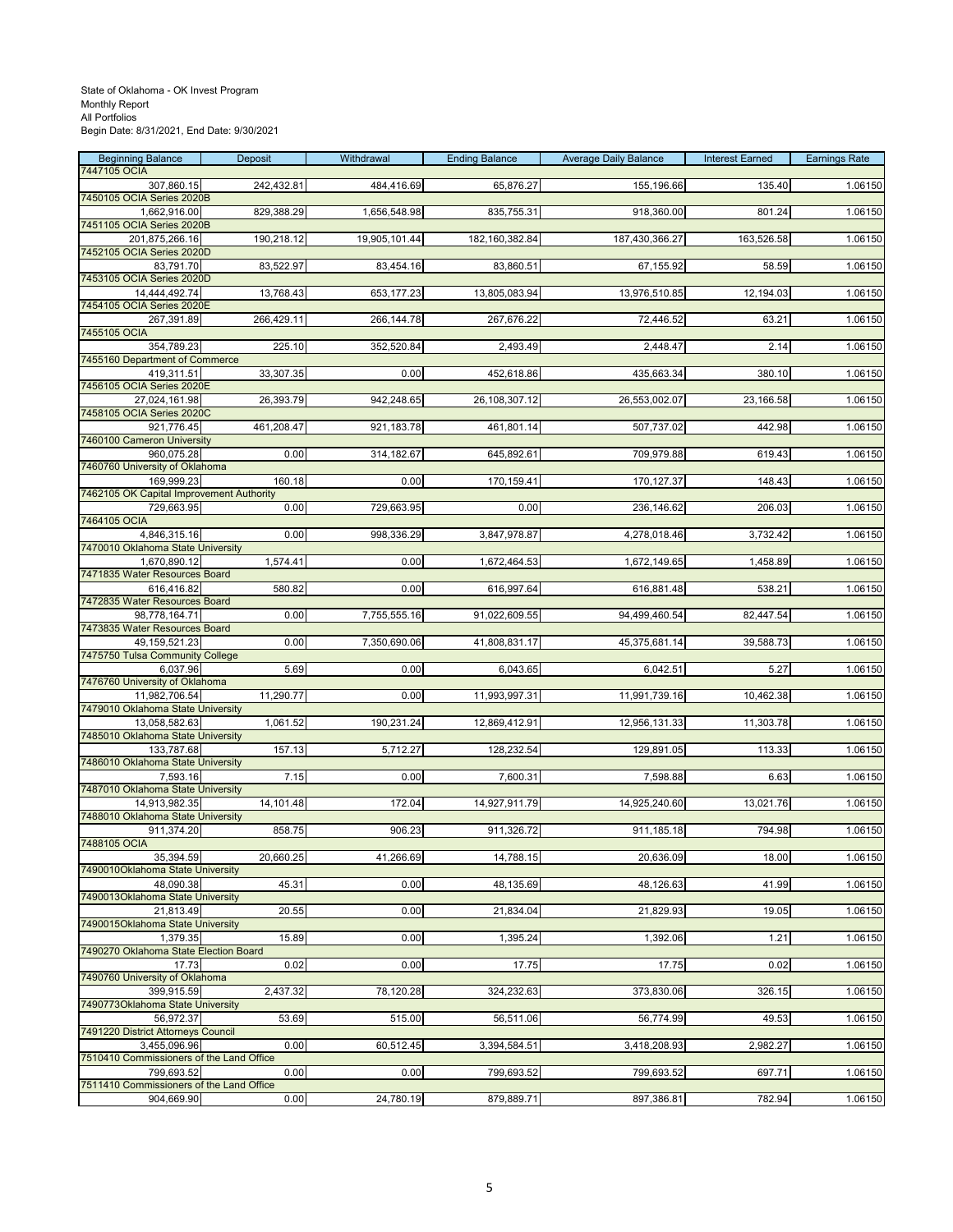State of Oklahoma - OK Invest Program
Monthly Report
All Portfolios
Begin Date: 8/31/2021, End Date: 9/30/2021

| Beginning Balance | Deposit | Withdrawal | Ending Balance | Average Daily Balance | Interest Earned | Earnings Rate |
|---|---|---|---|---|---|---|
| 7447105 OCIA | | | | | | |
| 307,860.15 | 242,432.81 | 484,416.69 | 65,876.27 | 155,196.66 | 135.40 | 1.06150 |
| 7450105 OCIA Series 2020B | | | | | | |
| 1,662,916.00 | 829,388.29 | 1,656,548.98 | 835,755.31 | 918,360.00 | 801.24 | 1.06150 |
| 7451105 OCIA Series 2020B | | | | | | |
| 201,875,266.16 | 190,218.12 | 19,905,101.44 | 182,160,382.84 | 187,430,366.27 | 163,526.58 | 1.06150 |
| 7452105 OCIA Series 2020D | | | | | | |
| 83,791.70 | 83,522.97 | 83,454.16 | 83,860.51 | 67,155.92 | 58.59 | 1.06150 |
| 7453105 OCIA Series 2020D | | | | | | |
| 14,444,492.74 | 13,768.43 | 653,177.23 | 13,805,083.94 | 13,976,510.85 | 12,194.03 | 1.06150 |
| 7454105 OCIA Series 2020E | | | | | | |
| 267,391.89 | 266,429.11 | 266,144.78 | 267,676.22 | 72,446.52 | 63.21 | 1.06150 |
| 7455105 OCIA | | | | | | |
| 354,789.23 | 225.10 | 352,520.84 | 2,493.49 | 2,448.47 | 2.14 | 1.06150 |
| 7455160 Department of Commerce | | | | | | |
| 419,311.51 | 33,307.35 | 0.00 | 452,618.86 | 435,663.34 | 380.10 | 1.06150 |
| 7456105 OCIA Series 2020E | | | | | | |
| 27,024,161.98 | 26,393.79 | 942,248.65 | 26,108,307.12 | 26,553,002.07 | 23,166.58 | 1.06150 |
| 7458105 OCIA Series 2020C | | | | | | |
| 921,776.45 | 461,208.47 | 921,183.78 | 461,801.14 | 507,737.02 | 442.98 | 1.06150 |
| 7460100 Cameron University | | | | | | |
| 960,075.28 | 0.00 | 314,182.67 | 645,892.61 | 709,979.88 | 619.43 | 1.06150 |
| 7460760 University of Oklahoma | | | | | | |
| 169,999.23 | 160.18 | 0.00 | 170,159.41 | 170,127.37 | 148.43 | 1.06150 |
| 7462105 OK Capital Improvement Authority | | | | | | |
| 729,663.95 | 0.00 | 729,663.95 | 0.00 | 236,146.62 | 206.03 | 1.06150 |
| 7464105 OCIA | | | | | | |
| 4,846,315.16 | 0.00 | 998,336.29 | 3,847,978.87 | 4,278,018.46 | 3,732.42 | 1.06150 |
| 7470010 Oklahoma State University | | | | | | |
| 1,670,890.12 | 1,574.41 | 0.00 | 1,672,464.53 | 1,672,149.65 | 1,458.89 | 1.06150 |
| 7471835 Water Resources Board | | | | | | |
| 616,416.82 | 580.82 | 0.00 | 616,997.64 | 616,881.48 | 538.21 | 1.06150 |
| 7472835 Water Resources Board | | | | | | |
| 98,778,164.71 | 0.00 | 7,755,555.16 | 91,022,609.55 | 94,499,460.54 | 82,447.54 | 1.06150 |
| 7473835 Water Resources Board | | | | | | |
| 49,159,521.23 | 0.00 | 7,350,690.06 | 41,808,831.17 | 45,375,681.14 | 39,588.73 | 1.06150 |
| 7475750 Tulsa Community College | | | | | | |
| 6,037.96 | 5.69 | 0.00 | 6,043.65 | 6,042.51 | 5.27 | 1.06150 |
| 7476760 University of Oklahoma | | | | | | |
| 11,982,706.54 | 11,290.77 | 0.00 | 11,993,997.31 | 11,991,739.16 | 10,462.38 | 1.06150 |
| 7479010 Oklahoma State University | | | | | | |
| 13,058,582.63 | 1,061.52 | 190,231.24 | 12,869,412.91 | 12,956,131.33 | 11,303.78 | 1.06150 |
| 7485010 Oklahoma State University | | | | | | |
| 133,787.68 | 157.13 | 5,712.27 | 128,232.54 | 129,891.05 | 113.33 | 1.06150 |
| 7486010 Oklahoma State University | | | | | | |
| 7,593.16 | 7.15 | 0.00 | 7,600.31 | 7,598.88 | 6.63 | 1.06150 |
| 7487010 Oklahoma State University | | | | | | |
| 14,913,982.35 | 14,101.48 | 172.04 | 14,927,911.79 | 14,925,240.60 | 13,021.76 | 1.06150 |
| 7488010 Oklahoma State University | | | | | | |
| 911,374.20 | 858.75 | 906.23 | 911,326.72 | 911,185.18 | 794.98 | 1.06150 |
| 7488105 OCIA | | | | | | |
| 35,394.59 | 20,660.25 | 41,266.69 | 14,788.15 | 20,636.09 | 18.00 | 1.06150 |
| 7490010Oklahoma State University | | | | | | |
| 48,090.38 | 45.31 | 0.00 | 48,135.69 | 48,126.63 | 41.99 | 1.06150 |
| 7490013Oklahoma State University | | | | | | |
| 21,813.49 | 20.55 | 0.00 | 21,834.04 | 21,829.93 | 19.05 | 1.06150 |
| 7490015Oklahoma State University | | | | | | |
| 1,379.35 | 15.89 | 0.00 | 1,395.24 | 1,392.06 | 1.21 | 1.06150 |
| 7490270 Oklahoma State Election Board | | | | | | |
| 17.73 | 0.02 | 0.00 | 17.75 | 17.75 | 0.02 | 1.06150 |
| 7490760 University of Oklahoma | | | | | | |
| 399,915.59 | 2,437.32 | 78,120.28 | 324,232.63 | 373,830.06 | 326.15 | 1.06150 |
| 7490773Oklahoma State University | | | | | | |
| 56,972.37 | 53.69 | 515.00 | 56,511.06 | 56,774.99 | 49.53 | 1.06150 |
| 7491220 District Attorneys Council | | | | | | |
| 3,455,096.96 | 0.00 | 60,512.45 | 3,394,584.51 | 3,418,208.93 | 2,982.27 | 1.06150 |
| 7510410 Commissioners of the Land Office | | | | | | |
| 799,693.52 | 0.00 | 0.00 | 799,693.52 | 799,693.52 | 697.71 | 1.06150 |
| 7511410 Commissioners of the Land Office | | | | | | |
| 904,669.90 | 0.00 | 24,780.19 | 879,889.71 | 897,386.81 | 782.94 | 1.06150 |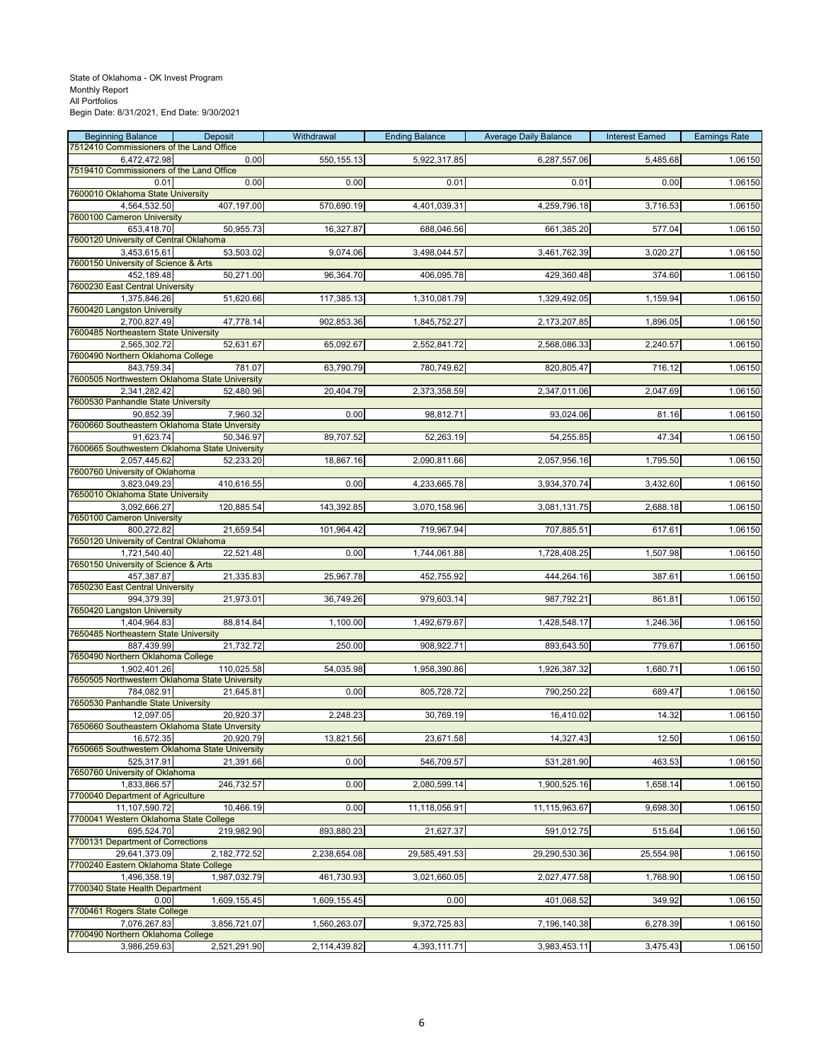State of Oklahoma - OK Invest Program
Monthly Report
All Portfolios
Begin Date: 8/31/2021, End Date: 9/30/2021

| Beginning Balance | Deposit | Withdrawal | Ending Balance | Average Daily Balance | Interest Earned | Earnings Rate |
|---|---|---|---|---|---|---|
| 7512410 Commissioners of the Land Office | | | | | | |
| 6,472,472.98 | 0.00 | 550,155.13 | 5,922,317.85 | 6,287,557.06 | 5,485.68 | 1.06150 |
| 7519410 Commissioners of the Land Office | | | | | | |
| 0.01 | 0.00 | 0.00 | 0.01 | 0.01 | 0.00 | 1.06150 |
| 7600010 Oklahoma State University | | | | | | |
| 4,564,532.50 | 407,197.00 | 570,690.19 | 4,401,039.31 | 4,259,796.18 | 3,716.53 | 1.06150 |
| 7600100 Cameron University | | | | | | |
| 653,418.70 | 50,955.73 | 16,327.87 | 688,046.56 | 661,385.20 | 577.04 | 1.06150 |
| 7600120 University of Central Oklahoma | | | | | | |
| 3,453,615.61 | 53,503.02 | 9,074.06 | 3,498,044.57 | 3,461,762.39 | 3,020.27 | 1.06150 |
| 7600150 University of Science & Arts | | | | | | |
| 452,189.48 | 50,271.00 | 96,364.70 | 406,095.78 | 429,360.48 | 374.60 | 1.06150 |
| 7600230 East Central University | | | | | | |
| 1,375,846.26 | 51,620.66 | 117,385.13 | 1,310,081.79 | 1,329,492.05 | 1,159.94 | 1.06150 |
| 7600420 Langston University | | | | | | |
| 2,700,827.49 | 47,778.14 | 902,853.36 | 1,845,752.27 | 2,173,207.85 | 1,896.05 | 1.06150 |
| 7600485 Northeastern State University | | | | | | |
| 2,565,302.72 | 52,631.67 | 65,092.67 | 2,552,841.72 | 2,568,086.33 | 2,240.57 | 1.06150 |
| 7600490 Northern Oklahoma College | | | | | | |
| 843,759.34 | 781.07 | 63,790.79 | 780,749.62 | 820,805.47 | 716.12 | 1.06150 |
| 7600505 Northwestern Oklahoma State University | | | | | | |
| 2,341,282.42 | 52,480.96 | 20,404.79 | 2,373,358.59 | 2,347,011.06 | 2,047.69 | 1.06150 |
| 7600530 Panhandle State University | | | | | | |
| 90,852.39 | 7,960.32 | 0.00 | 98,812.71 | 93,024.06 | 81.16 | 1.06150 |
| 7600660 Southeastern Oklahoma State Unversity | | | | | | |
| 91,623.74 | 50,346.97 | 89,707.52 | 52,263.19 | 54,255.85 | 47.34 | 1.06150 |
| 7600665 Southwestern Oklahoma State University | | | | | | |
| 2,057,445.62 | 52,233.20 | 18,867.16 | 2,090,811.66 | 2,057,956.16 | 1,795.50 | 1.06150 |
| 7600760 University of Oklahoma | | | | | | |
| 3,823,049.23 | 410,616.55 | 0.00 | 4,233,665.78 | 3,934,370.74 | 3,432.60 | 1.06150 |
| 7650010 Oklahoma State University | | | | | | |
| 3,092,666.27 | 120,885.54 | 143,392.85 | 3,070,158.96 | 3,081,131.75 | 2,688.18 | 1.06150 |
| 7650100 Cameron University | | | | | | |
| 800,272.82 | 21,659.54 | 101,964.42 | 719,967.94 | 707,885.51 | 617.61 | 1.06150 |
| 7650120 University of Central Oklahoma | | | | | | |
| 1,721,540.40 | 22,521.48 | 0.00 | 1,744,061.88 | 1,728,408.25 | 1,507.98 | 1.06150 |
| 7650150 University of Science & Arts | | | | | | |
| 457,387.87 | 21,335.83 | 25,967.78 | 452,755.92 | 444,264.16 | 387.61 | 1.06150 |
| 7650230 East Central University | | | | | | |
| 994,379.39 | 21,973.01 | 36,749.26 | 979,603.14 | 987,792.21 | 861.81 | 1.06150 |
| 7650420 Langston University | | | | | | |
| 1,404,964.83 | 88,814.84 | 1,100.00 | 1,492,679.67 | 1,428,548.17 | 1,246.36 | 1.06150 |
| 7650485 Northeastern State University | | | | | | |
| 887,439.99 | 21,732.72 | 250.00 | 908,922.71 | 893,643.50 | 779.67 | 1.06150 |
| 7650490 Northern Oklahoma College | | | | | | |
| 1,902,401.26 | 110,025.58 | 54,035.98 | 1,958,390.86 | 1,926,387.32 | 1,680.71 | 1.06150 |
| 7650505 Northwestern Oklahoma State University | | | | | | |
| 784,082.91 | 21,645.81 | 0.00 | 805,728.72 | 790,250.22 | 689.47 | 1.06150 |
| 7650530 Panhandle State University | | | | | | |
| 12,097.05 | 20,920.37 | 2,248.23 | 30,769.19 | 16,410.02 | 14.32 | 1.06150 |
| 7650660 Southeastern Oklahoma State Unversity | | | | | | |
| 16,572.35 | 20,920.79 | 13,821.56 | 23,671.58 | 14,327.43 | 12.50 | 1.06150 |
| 7650665 Southwestern Oklahoma State University | | | | | | |
| 525,317.91 | 21,391.66 | 0.00 | 546,709.57 | 531,281.90 | 463.53 | 1.06150 |
| 7650760 University of Oklahoma | | | | | | |
| 1,833,866.57 | 246,732.57 | 0.00 | 2,080,599.14 | 1,900,525.16 | 1,658.14 | 1.06150 |
| 7700040 Department of Agriculture | | | | | | |
| 11,107,590.72 | 10,466.19 | 0.00 | 11,118,056.91 | 11,115,963.67 | 9,698.30 | 1.06150 |
| 7700041 Western Oklahoma State College | | | | | | |
| 695,524.70 | 219,982.90 | 893,880.23 | 21,627.37 | 591,012.75 | 515.64 | 1.06150 |
| 7700131 Department of Corrections | | | | | | |
| 29,641,373.09 | 2,182,772.52 | 2,238,654.08 | 29,585,491.53 | 29,290,530.36 | 25,554.98 | 1.06150 |
| 7700240 Eastern Oklahoma State College | | | | | | |
| 1,496,358.19 | 1,987,032.79 | 461,730.93 | 3,021,660.05 | 2,027,477.58 | 1,768.90 | 1.06150 |
| 7700340 State Health Department | | | | | | |
| 0.00 | 1,609,155.45 | 1,609,155.45 | 0.00 | 401,068.52 | 349.92 | 1.06150 |
| 7700461 Rogers State College | | | | | | |
| 7,076,267.83 | 3,856,721.07 | 1,560,263.07 | 9,372,725.83 | 7,196,140.38 | 6,278.39 | 1.06150 |
| 7700490 Northern Oklahoma College | | | | | | |
| 3,986,259.63 | 2,521,291.90 | 2,114,439.82 | 4,393,111.71 | 3,983,453.11 | 3,475.43 | 1.06150 |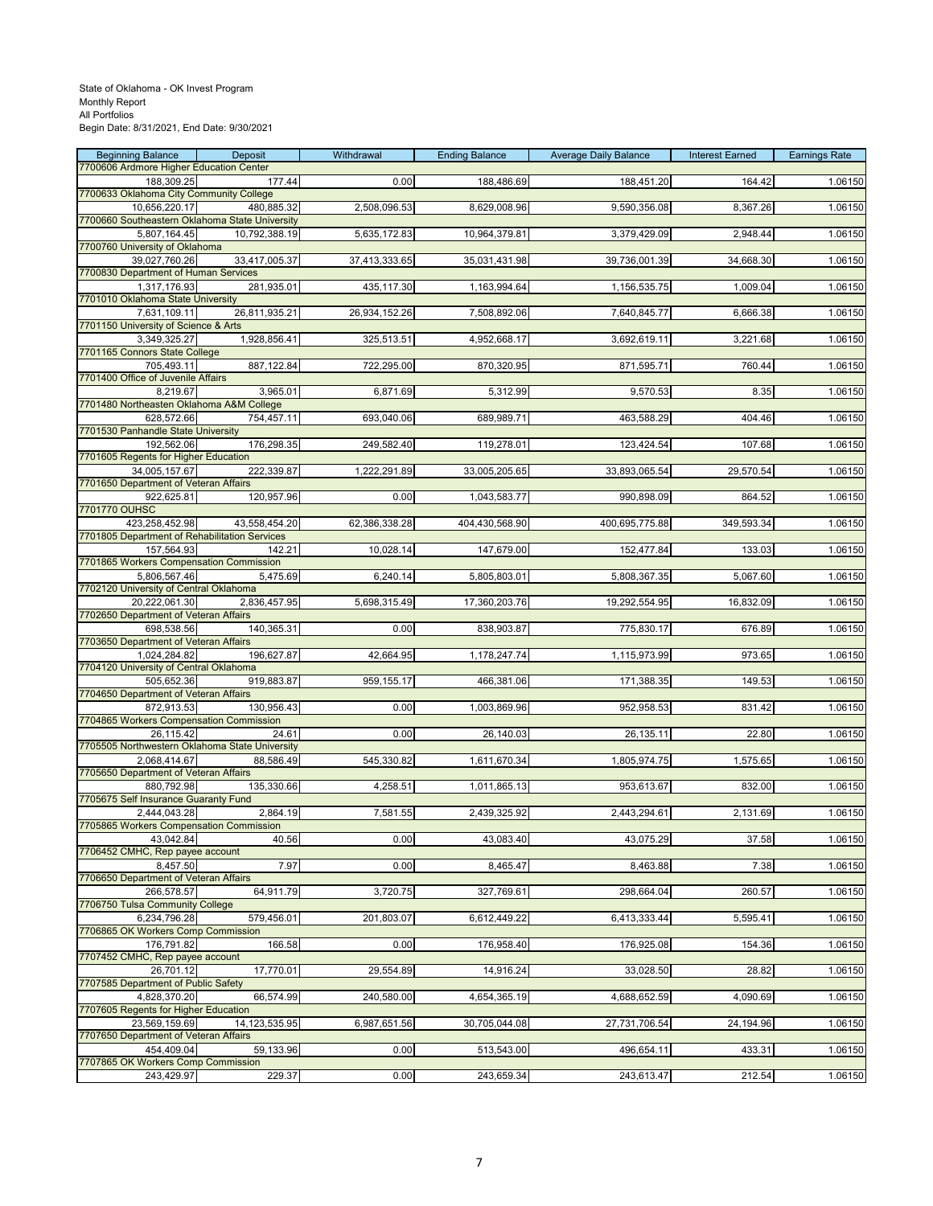State of Oklahoma - OK Invest Program
Monthly Report
All Portfolios
Begin Date: 8/31/2021, End Date: 9/30/2021

| Beginning Balance | Deposit | Withdrawal | Ending Balance | Average Daily Balance | Interest Earned | Earnings Rate |
|---|---|---|---|---|---|---|
| 7700606 Ardmore Higher Education Center | | | | | | |
| 188,309.25 | 177.44 | 0.00 | 188,486.69 | 188,451.20 | 164.42 | 1.06150 |
| 7700633 Oklahoma City Community College | | | | | | |
| 10,656,220.17 | 480,885.32 | 2,508,096.53 | 8,629,008.96 | 9,590,356.08 | 8,367.26 | 1.06150 |
| 7700660 Southeastern Oklahoma State University | | | | | | |
| 5,807,164.45 | 10,792,388.19 | 5,635,172.83 | 10,964,379.81 | 3,379,429.09 | 2,948.44 | 1.06150 |
| 7700760 University of Oklahoma | | | | | | |
| 39,027,760.26 | 33,417,005.37 | 37,413,333.65 | 35,031,431.98 | 39,736,001.39 | 34,668.30 | 1.06150 |
| 7700830 Department of Human Services | | | | | | |
| 1,317,176.93 | 281,935.01 | 435,117.30 | 1,163,994.64 | 1,156,535.75 | 1,009.04 | 1.06150 |
| 7701010 Oklahoma State University | | | | | | |
| 7,631,109.11 | 26,811,935.21 | 26,934,152.26 | 7,508,892.06 | 7,640,845.77 | 6,666.38 | 1.06150 |
| 7701150 University of Science & Arts | | | | | | |
| 3,349,325.27 | 1,928,856.41 | 325,513.51 | 4,952,668.17 | 3,692,619.11 | 3,221.68 | 1.06150 |
| 7701165 Connors State College | | | | | | |
| 705,493.11 | 887,122.84 | 722,295.00 | 870,320.95 | 871,595.71 | 760.44 | 1.06150 |
| 7701400 Office of Juvenile Affairs | | | | | | |
| 8,219.67 | 3,965.01 | 6,871.69 | 5,312.99 | 9,570.53 | 8.35 | 1.06150 |
| 7701480 Northeasten Oklahoma A&M College | | | | | | |
| 628,572.66 | 754,457.11 | 693,040.06 | 689,989.71 | 463,588.29 | 404.46 | 1.06150 |
| 7701530 Panhandle State University | | | | | | |
| 192,562.06 | 176,298.35 | 249,582.40 | 119,278.01 | 123,424.54 | 107.68 | 1.06150 |
| 7701605 Regents for Higher Education | | | | | | |
| 34,005,157.67 | 222,339.87 | 1,222,291.89 | 33,005,205.65 | 33,893,065.54 | 29,570.54 | 1.06150 |
| 7701650 Department of Veteran Affairs | | | | | | |
| 922,625.81 | 120,957.96 | 0.00 | 1,043,583.77 | 990,898.09 | 864.52 | 1.06150 |
| 7701770 OUHSC | | | | | | |
| 423,258,452.98 | 43,558,454.20 | 62,386,338.28 | 404,430,568.90 | 400,695,775.88 | 349,593.34 | 1.06150 |
| 7701805 Department of Rehabilitation Services | | | | | | |
| 157,564.93 | 142.21 | 10,028.14 | 147,679.00 | 152,477.84 | 133.03 | 1.06150 |
| 7701865 Workers Compensation Commission | | | | | | |
| 5,806,567.46 | 5,475.69 | 6,240.14 | 5,805,803.01 | 5,808,367.35 | 5,067.60 | 1.06150 |
| 7702120 University of Central Oklahoma | | | | | | |
| 20,222,061.30 | 2,836,457.95 | 5,698,315.49 | 17,360,203.76 | 19,292,554.95 | 16,832.09 | 1.06150 |
| 7702650 Department of Veteran Affairs | | | | | | |
| 698,538.56 | 140,365.31 | 0.00 | 838,903.87 | 775,830.17 | 676.89 | 1.06150 |
| 7703650 Department of Veteran Affairs | | | | | | |
| 1,024,284.82 | 196,627.87 | 42,664.95 | 1,178,247.74 | 1,115,973.99 | 973.65 | 1.06150 |
| 7704120 University of Central Oklahoma | | | | | | |
| 505,652.36 | 919,883.87 | 959,155.17 | 466,381.06 | 171,388.35 | 149.53 | 1.06150 |
| 7704650 Department of Veteran Affairs | | | | | | |
| 872,913.53 | 130,956.43 | 0.00 | 1,003,869.96 | 952,958.53 | 831.42 | 1.06150 |
| 7704865 Workers Compensation Commission | | | | | | |
| 26,115.42 | 24.61 | 0.00 | 26,140.03 | 26,135.11 | 22.80 | 1.06150 |
| 7705505 Northwestern Oklahoma State University | | | | | | |
| 2,068,414.67 | 88,586.49 | 545,330.82 | 1,611,670.34 | 1,805,974.75 | 1,575.65 | 1.06150 |
| 7705650 Department of Veteran Affairs | | | | | | |
| 880,792.98 | 135,330.66 | 4,258.51 | 1,011,865.13 | 953,613.67 | 832.00 | 1.06150 |
| 7705675 Self Insurance Guaranty Fund | | | | | | |
| 2,444,043.28 | 2,864.19 | 7,581.55 | 2,439,325.92 | 2,443,294.61 | 2,131.69 | 1.06150 |
| 7705865 Workers Compensation Commission | | | | | | |
| 43,042.84 | 40.56 | 0.00 | 43,083.40 | 43,075.29 | 37.58 | 1.06150 |
| 7706452 CMHC, Rep payee account | | | | | | |
| 8,457.50 | 7.97 | 0.00 | 8,465.47 | 8,463.88 | 7.38 | 1.06150 |
| 7706650 Department of Veteran Affairs | | | | | | |
| 266,578.57 | 64,911.79 | 3,720.75 | 327,769.61 | 298,664.04 | 260.57 | 1.06150 |
| 7706750 Tulsa Community College | | | | | | |
| 6,234,796.28 | 579,456.01 | 201,803.07 | 6,612,449.22 | 6,413,333.44 | 5,595.41 | 1.06150 |
| 7706865 OK Workers Comp Commission | | | | | | |
| 176,791.82 | 166.58 | 0.00 | 176,958.40 | 176,925.08 | 154.36 | 1.06150 |
| 7707452 CMHC, Rep payee account | | | | | | |
| 26,701.12 | 17,770.01 | 29,554.89 | 14,916.24 | 33,028.50 | 28.82 | 1.06150 |
| 7707585 Department of Public Safety | | | | | | |
| 4,828,370.20 | 66,574.99 | 240,580.00 | 4,654,365.19 | 4,688,652.59 | 4,090.69 | 1.06150 |
| 7707605 Regents for Higher Education | | | | | | |
| 23,569,159.69 | 14,123,535.95 | 6,987,651.56 | 30,705,044.08 | 27,731,706.54 | 24,194.96 | 1.06150 |
| 7707650 Department of Veteran Affairs | | | | | | |
| 454,409.04 | 59,133.96 | 0.00 | 513,543.00 | 496,654.11 | 433.31 | 1.06150 |
| 7707865 OK Workers Comp Commission | | | | | | |
| 243,429.97 | 229.37 | 0.00 | 243,659.34 | 243,613.47 | 212.54 | 1.06150 |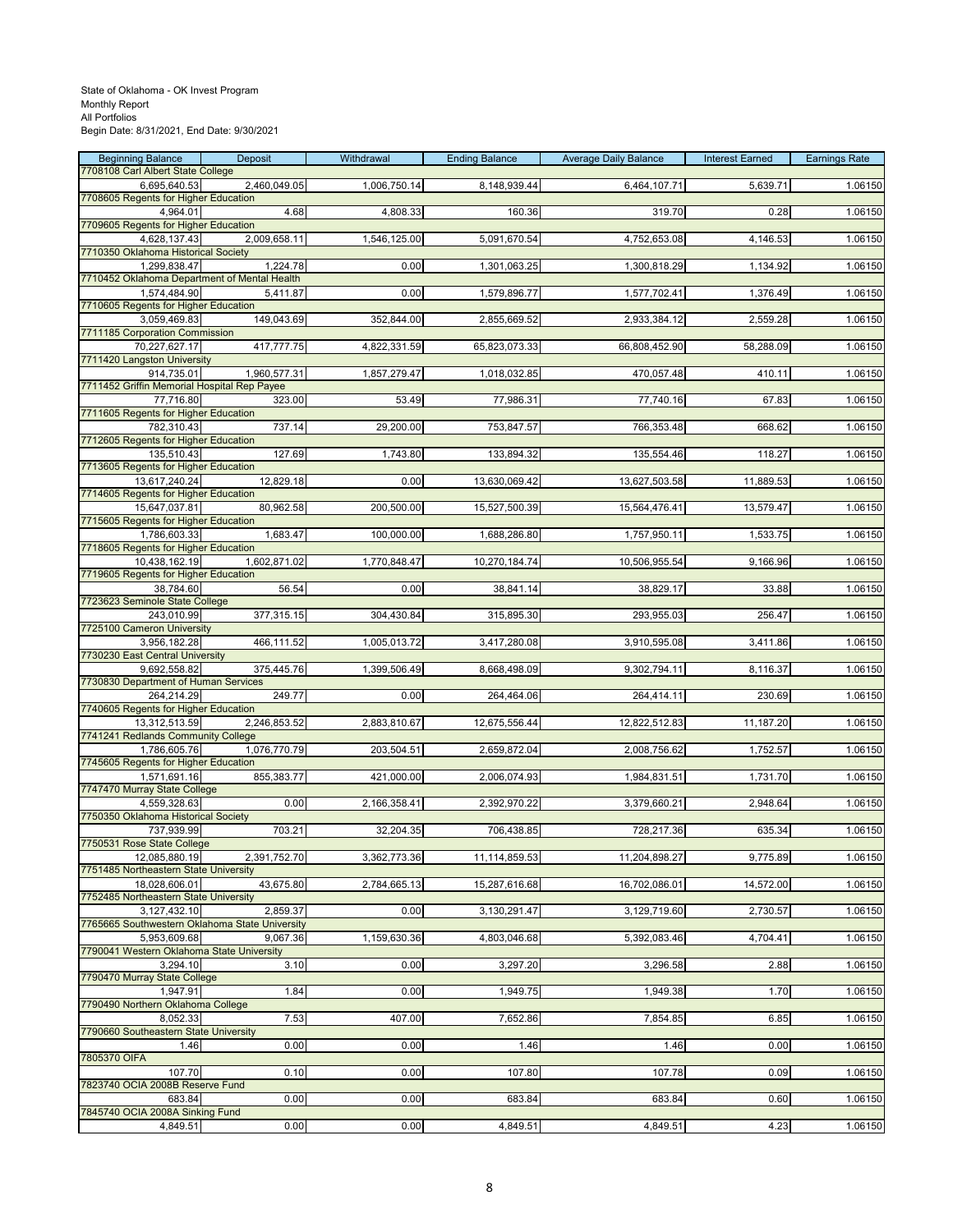State of Oklahoma - OK Invest Program
Monthly Report
All Portfolios
Begin Date: 8/31/2021, End Date: 9/30/2021

| Beginning Balance | Deposit | Withdrawal | Ending Balance | Average Daily Balance | Interest Earned | Earnings Rate |
|---|---|---|---|---|---|---|
| 7708108 Carl Albert State College | | | | | | |
| 6,695,640.53 | 2,460,049.05 | 1,006,750.14 | 8,148,939.44 | 6,464,107.71 | 5,639.71 | 1.06150 |
| 7708605 Regents for Higher Education | | | | | | |
| 4,964.01 | 4.68 | 4,808.33 | 160.36 | 319.70 | 0.28 | 1.06150 |
| 7709605 Regents for Higher Education | | | | | | |
| 4,628,137.43 | 2,009,658.11 | 1,546,125.00 | 5,091,670.54 | 4,752,653.08 | 4,146.53 | 1.06150 |
| 7710350 Oklahoma Historical Society | | | | | | |
| 1,299,838.47 | 1,224.78 | 0.00 | 1,301,063.25 | 1,300,818.29 | 1,134.92 | 1.06150 |
| 7710452 Oklahoma Department of Mental Health | | | | | | |
| 1,574,484.90 | 5,411.87 | 0.00 | 1,579,896.77 | 1,577,702.41 | 1,376.49 | 1.06150 |
| 7710605 Regents for Higher Education | | | | | | |
| 3,059,469.83 | 149,043.69 | 352,844.00 | 2,855,669.52 | 2,933,384.12 | 2,559.28 | 1.06150 |
| 7711185 Corporation Commission | | | | | | |
| 70,227,627.17 | 417,777.75 | 4,822,331.59 | 65,823,073.33 | 66,808,452.90 | 58,288.09 | 1.06150 |
| 7711420 Langston University | | | | | | |
| 914,735.01 | 1,960,577.31 | 1,857,279.47 | 1,018,032.85 | 470,057.48 | 410.11 | 1.06150 |
| 7711452 Griffin Memorial Hospital Rep Payee | | | | | | |
| 77,716.80 | 323.00 | 53.49 | 77,986.31 | 77,740.16 | 67.83 | 1.06150 |
| 7711605 Regents for Higher Education | | | | | | |
| 782,310.43 | 737.14 | 29,200.00 | 753,847.57 | 766,353.48 | 668.62 | 1.06150 |
| 7712605 Regents for Higher Education | | | | | | |
| 135,510.43 | 127.69 | 1,743.80 | 133,894.32 | 135,554.46 | 118.27 | 1.06150 |
| 7713605 Regents for Higher Education | | | | | | |
| 13,617,240.24 | 12,829.18 | 0.00 | 13,630,069.42 | 13,627,503.58 | 11,889.53 | 1.06150 |
| 7714605 Regents for Higher Education | | | | | | |
| 15,647,037.81 | 80,962.58 | 200,500.00 | 15,527,500.39 | 15,564,476.41 | 13,579.47 | 1.06150 |
| 7715605 Regents for Higher Education | | | | | | |
| 1,786,603.33 | 1,683.47 | 100,000.00 | 1,688,286.80 | 1,757,950.11 | 1,533.75 | 1.06150 |
| 7718605 Regents for Higher Education | | | | | | |
| 10,438,162.19 | 1,602,871.02 | 1,770,848.47 | 10,270,184.74 | 10,506,955.54 | 9,166.96 | 1.06150 |
| 7719605 Regents for Higher Education | | | | | | |
| 38,784.60 | 56.54 | 0.00 | 38,841.14 | 38,829.17 | 33.88 | 1.06150 |
| 7723623 Seminole State College | | | | | | |
| 243,010.99 | 377,315.15 | 304,430.84 | 315,895.30 | 293,955.03 | 256.47 | 1.06150 |
| 7725100 Cameron University | | | | | | |
| 3,956,182.28 | 466,111.52 | 1,005,013.72 | 3,417,280.08 | 3,910,595.08 | 3,411.86 | 1.06150 |
| 7730230 East Central University | | | | | | |
| 9,692,558.82 | 375,445.76 | 1,399,506.49 | 8,668,498.09 | 9,302,794.11 | 8,116.37 | 1.06150 |
| 7730830 Department of Human Services | | | | | | |
| 264,214.29 | 249.77 | 0.00 | 264,464.06 | 264,414.11 | 230.69 | 1.06150 |
| 7740605 Regents for Higher Education | | | | | | |
| 13,312,513.59 | 2,246,853.52 | 2,883,810.67 | 12,675,556.44 | 12,822,512.83 | 11,187.20 | 1.06150 |
| 7741241 Redlands Community College | | | | | | |
| 1,786,605.76 | 1,076,770.79 | 203,504.51 | 2,659,872.04 | 2,008,756.62 | 1,752.57 | 1.06150 |
| 7745605 Regents for Higher Education | | | | | | |
| 1,571,691.16 | 855,383.77 | 421,000.00 | 2,006,074.93 | 1,984,831.51 | 1,731.70 | 1.06150 |
| 7747470 Murray State College | | | | | | |
| 4,559,328.63 | 0.00 | 2,166,358.41 | 2,392,970.22 | 3,379,660.21 | 2,948.64 | 1.06150 |
| 7750350 Oklahoma Historical Society | | | | | | |
| 737,939.99 | 703.21 | 32,204.35 | 706,438.85 | 728,217.36 | 635.34 | 1.06150 |
| 7750531 Rose State College | | | | | | |
| 12,085,880.19 | 2,391,752.70 | 3,362,773.36 | 11,114,859.53 | 11,204,898.27 | 9,775.89 | 1.06150 |
| 7751485 Northeastern State University | | | | | | |
| 18,028,606.01 | 43,675.80 | 2,784,665.13 | 15,287,616.68 | 16,702,086.01 | 14,572.00 | 1.06150 |
| 7752485 Northeastern State University | | | | | | |
| 3,127,432.10 | 2,859.37 | 0.00 | 3,130,291.47 | 3,129,719.60 | 2,730.57 | 1.06150 |
| 7765665 Southwestern Oklahoma State University | | | | | | |
| 5,953,609.68 | 9,067.36 | 1,159,630.36 | 4,803,046.68 | 5,392,083.46 | 4,704.41 | 1.06150 |
| 7790041 Western Oklahoma State University | | | | | | |
| 3,294.10 | 3.10 | 0.00 | 3,297.20 | 3,296.58 | 2.88 | 1.06150 |
| 7790470 Murray State College | | | | | | |
| 1,947.91 | 1.84 | 0.00 | 1,949.75 | 1,949.38 | 1.70 | 1.06150 |
| 7790490 Northern Oklahoma College | | | | | | |
| 8,052.33 | 7.53 | 407.00 | 7,652.86 | 7,854.85 | 6.85 | 1.06150 |
| 7790660 Southeastern State University | | | | | | |
| 1.46 | 0.00 | 0.00 | 1.46 | 1.46 | 0.00 | 1.06150 |
| 7805370 OIFA | | | | | | |
| 107.70 | 0.10 | 0.00 | 107.80 | 107.78 | 0.09 | 1.06150 |
| 7823740 OCIA 2008B Reserve Fund | | | | | | |
| 683.84 | 0.00 | 0.00 | 683.84 | 683.84 | 0.60 | 1.06150 |
| 7845740 OCIA 2008A Sinking Fund | | | | | | |
| 4,849.51 | 0.00 | 0.00 | 4,849.51 | 4,849.51 | 4.23 | 1.06150 |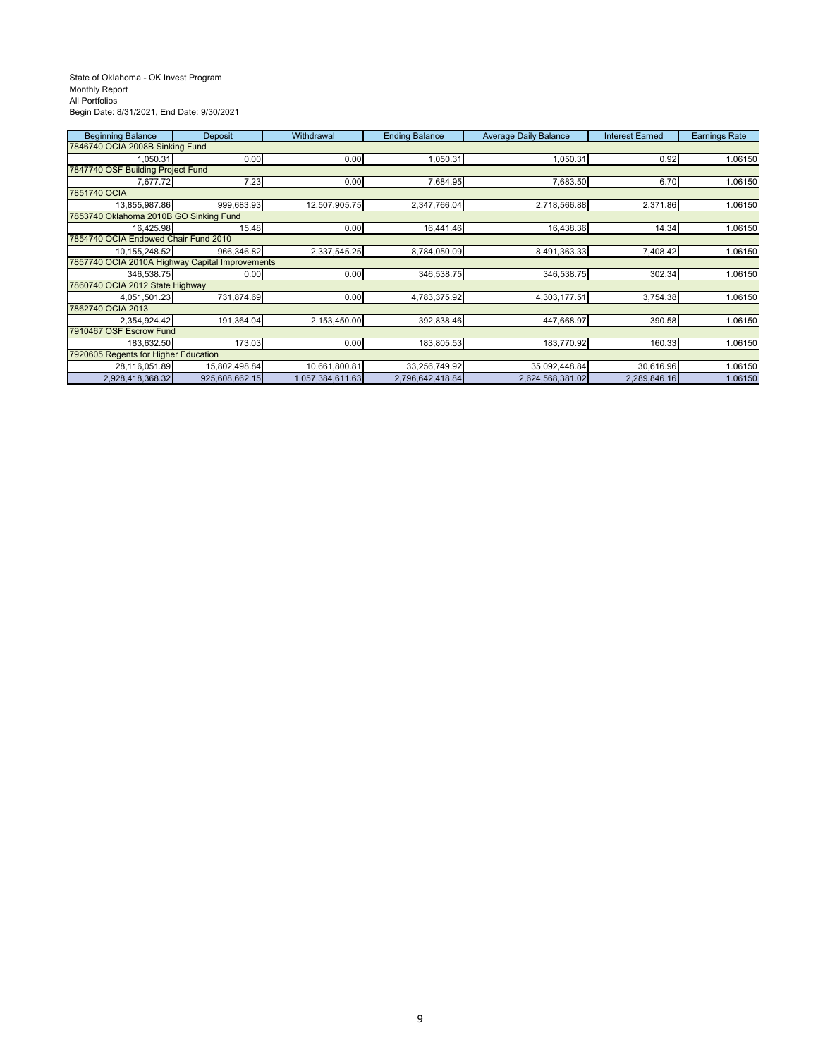State of Oklahoma - OK Invest Program
Monthly Report
All Portfolios
Begin Date: 8/31/2021, End Date: 9/30/2021

| Beginning Balance | Deposit | Withdrawal | Ending Balance | Average Daily Balance | Interest Earned | Earnings Rate |
|---|---|---|---|---|---|---|
| 7846740 OCIA 2008B Sinking Fund | | | | | | |
| 1,050.31 | 0.00 | 0.00 | 1,050.31 | 1,050.31 | 0.92 | 1.06150 |
| 7847740 OSF Building Project Fund | | | | | | |
| 7,677.72 | 7.23 | 0.00 | 7,684.95 | 7,683.50 | 6.70 | 1.06150 |
| 7851740 OCIA | | | | | | |
| 13,855,987.86 | 999,683.93 | 12,507,905.75 | 2,347,766.04 | 2,718,566.88 | 2,371.86 | 1.06150 |
| 7853740 Oklahoma 2010B GO Sinking Fund | | | | | | |
| 16,425.98 | 15.48 | 0.00 | 16,441.46 | 16,438.36 | 14.34 | 1.06150 |
| 7854740 OCIA Endowed Chair Fund 2010 | | | | | | |
| 10,155,248.52 | 966,346.82 | 2,337,545.25 | 8,784,050.09 | 8,491,363.33 | 7,408.42 | 1.06150 |
| 7857740 OCIA 2010A Highway Capital Improvements | | | | | | |
| 346,538.75 | 0.00 | 0.00 | 346,538.75 | 346,538.75 | 302.34 | 1.06150 |
| 7860740 OCIA 2012 State Highway | | | | | | |
| 4,051,501.23 | 731,874.69 | 0.00 | 4,783,375.92 | 4,303,177.51 | 3,754.38 | 1.06150 |
| 7862740 OCIA 2013 | | | | | | |
| 2,354,924.42 | 191,364.04 | 2,153,450.00 | 392,838.46 | 447,668.97 | 390.58 | 1.06150 |
| 7910467 OSF Escrow Fund | | | | | | |
| 183,632.50 | 173.03 | 0.00 | 183,805.53 | 183,770.92 | 160.33 | 1.06150 |
| 7920605 Regents for Higher Education | | | | | | |
| 28,116,051.89 | 15,802,498.84 | 10,661,800.81 | 33,256,749.92 | 35,092,448.84 | 30,616.96 | 1.06150 |
| 2,928,418,368.32 | 925,608,662.15 | 1,057,384,611.63 | 2,796,642,418.84 | 2,624,568,381.02 | 2,289,846.16 | 1.06150 |